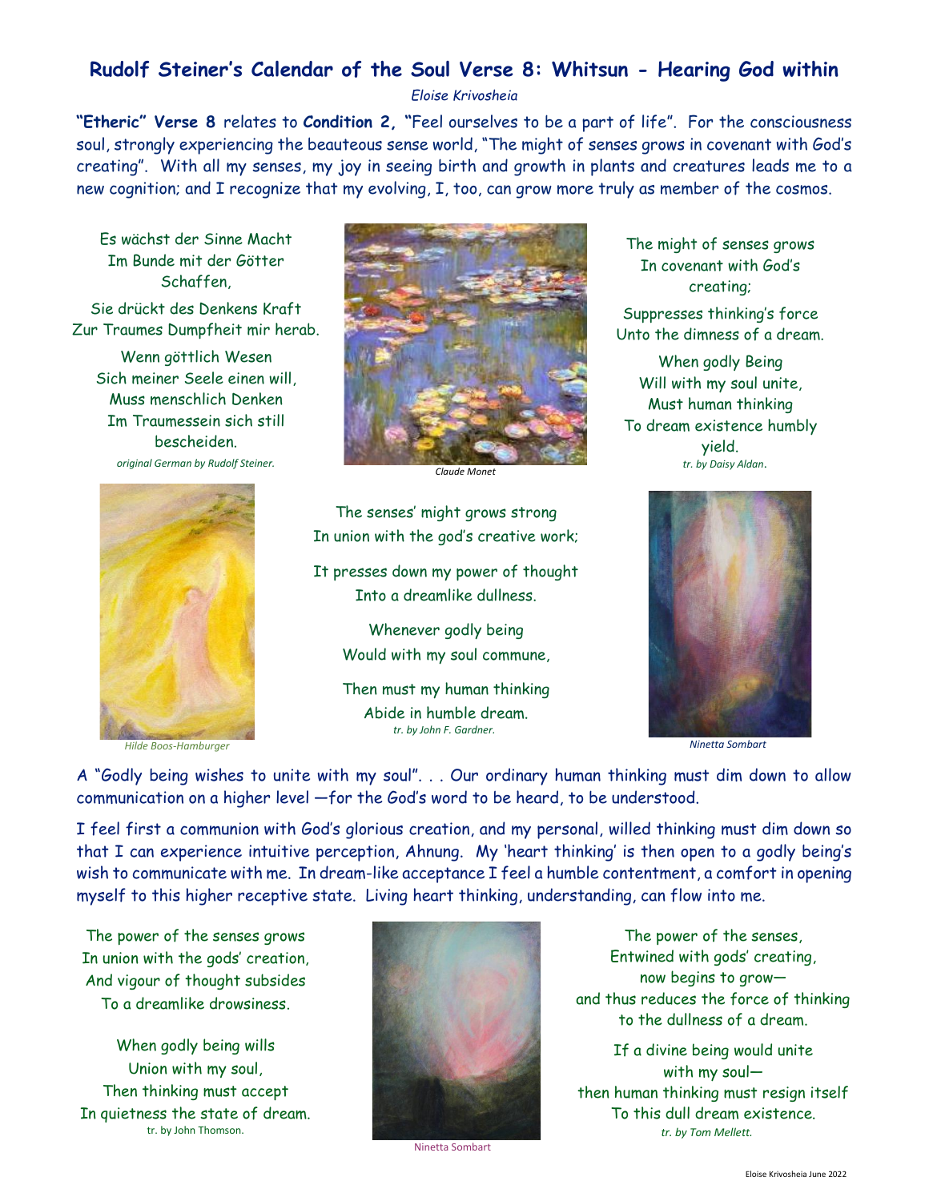# Rudolf Steiner's Calendar of the Soul Verse 8: Whitsun - Hearing God within

*Eloise Krivosheia*

**"Etheric" Verse 8** relates to **Condition 2, "**Feel ourselves to be a part of life". For the consciousness soul, strongly experiencing the beauteous sense world, "The might of senses grows in covenant with God's creating". With all my senses, my joy in seeing birth and growth in plants and creatures leads me to a new cognition; and I recognize that my evolving, I, too, can grow more truly as member of the cosmos.

Es wächst der Sinne Macht
Im Bunde mit der Götter
Schaffen,

Sie drückt des Denkens Kraft
Zur Traumes Dumpfheit mir herab.

Wenn göttlich Wesen
Sich meiner Seele einen will,
Muss menschlich Denken
Im Traumessein sich still
bescheiden.

*original German by Rudolf Steiner.*

*Claude Monet*

The might of senses grows
In covenant with God's
creating;

Suppresses thinking's force
Unto the dimness of a dream.

When godly Being
Will with my soul unite,
Must human thinking
To dream existence humbly
yield.

*tr. by Daisy Aldan.*

*Hilde Boos-Hamburger*

The senses' might grows strong
In union with the god's creative work;

It presses down my power of thought
Into a dreamlike dullness.

Whenever godly being
Would with my soul commune,

Then must my human thinking
Abide in humble dream.

*tr. by John F. Gardner.*

*Ninetta Sombart*

A "Godly being wishes to unite with my soul". . . Our ordinary human thinking must dim down to allow communication on a higher level —for the God's word to be heard, to be understood.

I feel first a communion with God's glorious creation, and my personal, willed thinking must dim down so that I can experience intuitive perception, Ahnung. My 'heart thinking' is then open to a godly being's wish to communicate with me. In dream-like acceptance I feel a humble contentment, a comfort in opening myself to this higher receptive state. Living heart thinking, understanding, can flow into me.

The power of the senses grows
In union with the gods' creation,
And vigour of thought subsides
To a dreamlike drowsiness.

When godly being wills
Union with my soul,
Then thinking must accept
In quietness the state of dream.

tr. by John Thomson.

*Ninetta Sombart*

The power of the senses,
Entwined with gods' creating,
now begins to grow—
and thus reduces the force of thinking
to the dullness of a dream.

If a divine being would unite
with my soul—
then human thinking must resign itself
To this dull dream existence.

*tr. by Tom Mellett.*

Eloise Krivosheia June 2022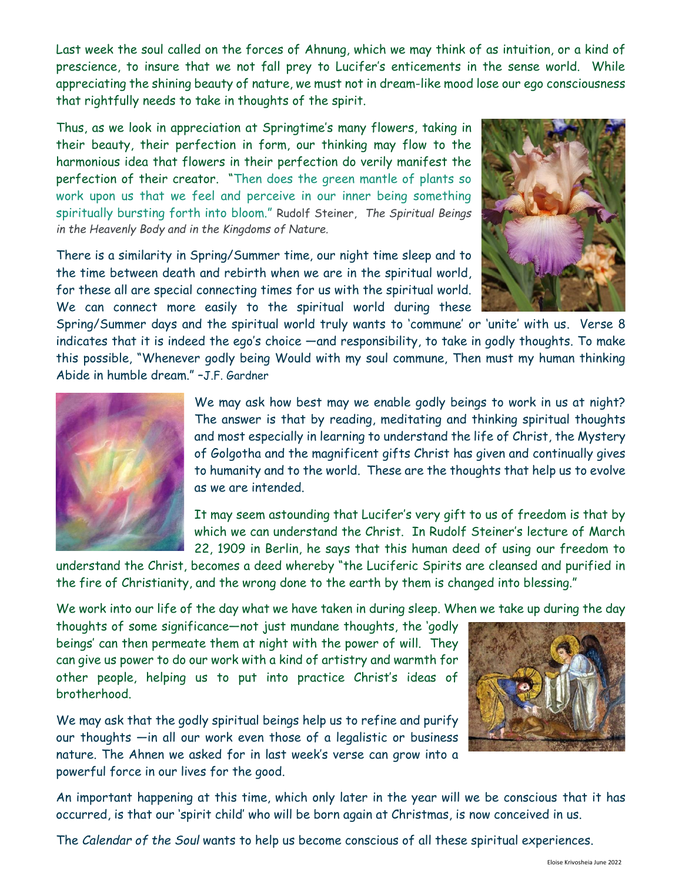Last week the soul called on the forces of Ahnung, which we may think of as intuition, or a kind of prescience, to insure that we not fall prey to Lucifer's enticements in the sense world. While appreciating the shining beauty of nature, we must not in dream-like mood lose our ego consciousness that rightfully needs to take in thoughts of the spirit.

Thus, as we look in appreciation at Springtime's many flowers, taking in their beauty, their perfection in form, our thinking may flow to the harmonious idea that flowers in their perfection do verily manifest the perfection of their creator. "Then does the green mantle of plants so work upon us that we feel and perceive in our inner being something spiritually bursting forth into bloom." Rudolf Steiner, *The Spiritual Beings in the Heavenly Body and in the Kingdoms of Nature.*

There is a similarity in Spring/Summer time, our night time sleep and to the time between death and rebirth when we are in the spiritual world, for these all are special connecting times for us with the spiritual world. We can connect more easily to the spiritual world during these Spring/Summer days and the spiritual world truly wants to 'commune' or 'unite' with us. Verse 8 indicates that it is indeed the ego's choice —and responsibility, to take in godly thoughts. To make this possible, "Whenever godly being Would with my soul commune, Then must my human thinking Abide in humble dream." –J.F. Gardner

We may ask how best may we enable godly beings to work in us at night? The answer is that by reading, meditating and thinking spiritual thoughts and most especially in learning to understand the life of Christ, the Mystery of Golgotha and the magnificent gifts Christ has given and continually gives to humanity and to the world. These are the thoughts that help us to evolve as we are intended.

It may seem astounding that Lucifer's very gift to us of freedom is that by which we can understand the Christ. In Rudolf Steiner's lecture of March 22, 1909 in Berlin, he says that this human deed of using our freedom to understand the Christ, becomes a deed whereby "the Luciferic Spirits are cleansed and purified in the fire of Christianity, and the wrong done to the earth by them is changed into blessing."

We work into our life of the day what we have taken in during sleep. When we take up during the day thoughts of some significance—not just mundane thoughts, the 'godly beings' can then permeate them at night with the power of will. They can give us power to do our work with a kind of artistry and warmth for other people, helping us to put into practice Christ's ideas of brotherhood.

We may ask that the godly spiritual beings help us to refine and purify our thoughts —in all our work even those of a legalistic or business nature. The Ahnen we asked for in last week's verse can grow into a powerful force in our lives for the good.

An important happening at this time, which only later in the year will we be conscious that it has occurred, is that our 'spirit child' who will be born again at Christmas, is now conceived in us.

The *Calendar of the Soul* wants to help us become conscious of all these spiritual experiences.

Eloise Krivosheia June 2022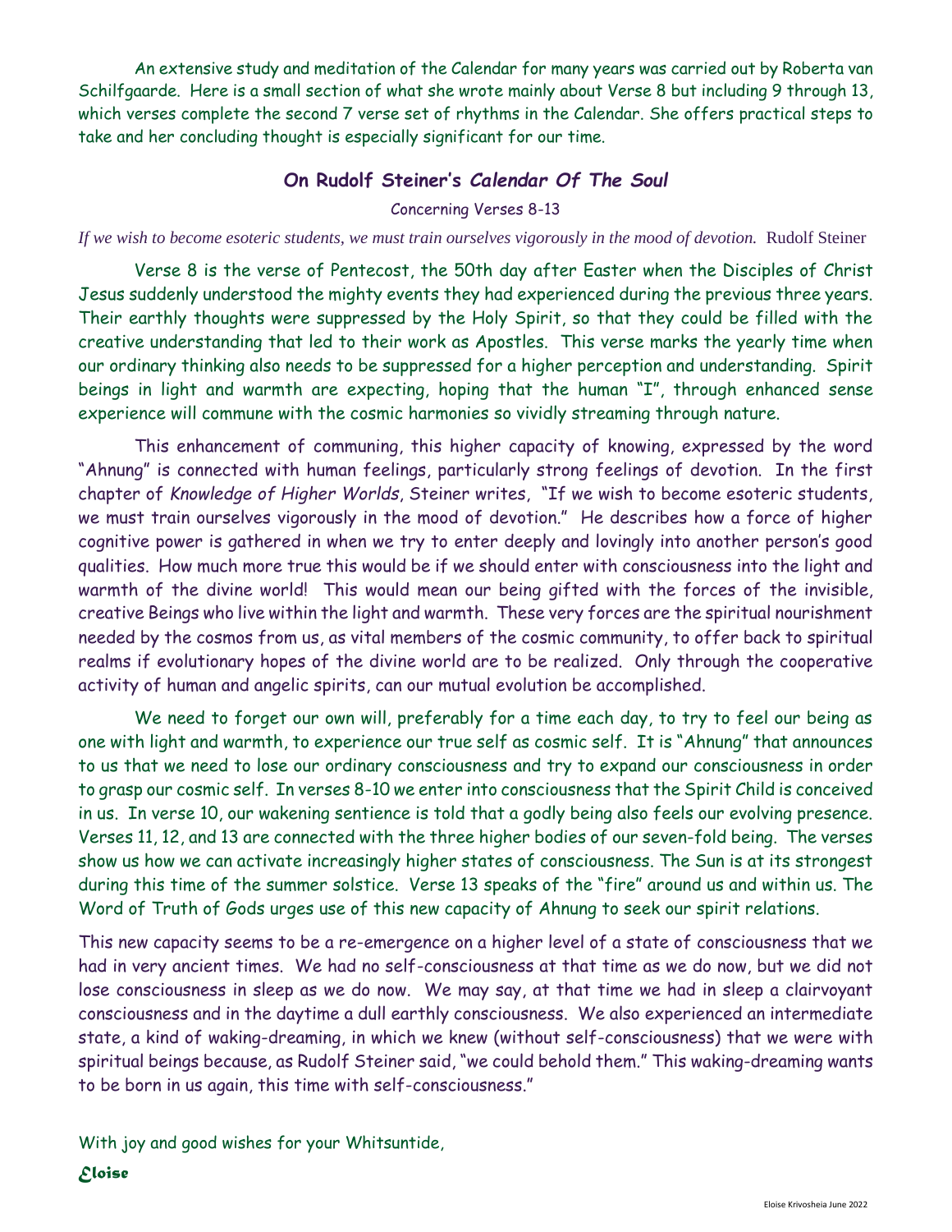An extensive study and meditation of the Calendar for many years was carried out by Roberta van Schilfgaarde. Here is a small section of what she wrote mainly about Verse 8 but including 9 through 13, which verses complete the second 7 verse set of rhythms in the Calendar. She offers practical steps to take and her concluding thought is especially significant for our time.

## On Rudolf Steiner's *Calendar Of The Soul*

Concerning Verses 8-13

*If we wish to become esoteric students, we must train ourselves vigorously in the mood of devotion.* Rudolf Steiner

Verse 8 is the verse of Pentecost, the 50th day after Easter when the Disciples of Christ Jesus suddenly understood the mighty events they had experienced during the previous three years. Their earthly thoughts were suppressed by the Holy Spirit, so that they could be filled with the creative understanding that led to their work as Apostles. This verse marks the yearly time when our ordinary thinking also needs to be suppressed for a higher perception and understanding. Spirit beings in light and warmth are expecting, hoping that the human "I", through enhanced sense experience will commune with the cosmic harmonies so vividly streaming through nature.

This enhancement of communing, this higher capacity of knowing, expressed by the word "Ahnung" is connected with human feelings, particularly strong feelings of devotion. In the first chapter of *Knowledge of Higher Worlds*, Steiner writes, "If we wish to become esoteric students, we must train ourselves vigorously in the mood of devotion." He describes how a force of higher cognitive power is gathered in when we try to enter deeply and lovingly into another person's good qualities. How much more true this would be if we should enter with consciousness into the light and warmth of the divine world! This would mean our being gifted with the forces of the invisible, creative Beings who live within the light and warmth. These very forces are the spiritual nourishment needed by the cosmos from us, as vital members of the cosmic community, to offer back to spiritual realms if evolutionary hopes of the divine world are to be realized. Only through the cooperative activity of human and angelic spirits, can our mutual evolution be accomplished.

We need to forget our own will, preferably for a time each day, to try to feel our being as one with light and warmth, to experience our true self as cosmic self. It is "Ahnung" that announces to us that we need to lose our ordinary consciousness and try to expand our consciousness in order to grasp our cosmic self. In verses 8-10 we enter into consciousness that the Spirit Child is conceived in us. In verse 10, our wakening sentience is told that a godly being also feels our evolving presence. Verses 11, 12, and 13 are connected with the three higher bodies of our seven-fold being. The verses show us how we can activate increasingly higher states of consciousness. The Sun is at its strongest during this time of the summer solstice. Verse 13 speaks of the "fire" around us and within us. The Word of Truth of Gods urges use of this new capacity of Ahnung to seek our spirit relations.

This new capacity seems to be a re-emergence on a higher level of a state of consciousness that we had in very ancient times. We had no self-consciousness at that time as we do now, but we did not lose consciousness in sleep as we do now. We may say, at that time we had in sleep a clairvoyant consciousness and in the daytime a dull earthly consciousness. We also experienced an intermediate state, a kind of waking-dreaming, in which we knew (without self-consciousness) that we were with spiritual beings because, as Rudolf Steiner said, "we could behold them." This waking-dreaming wants to be born in us again, this time with self-consciousness."

With joy and good wishes for your Whitsuntide,

*Eloise*

Eloise Krivosheia June 2022